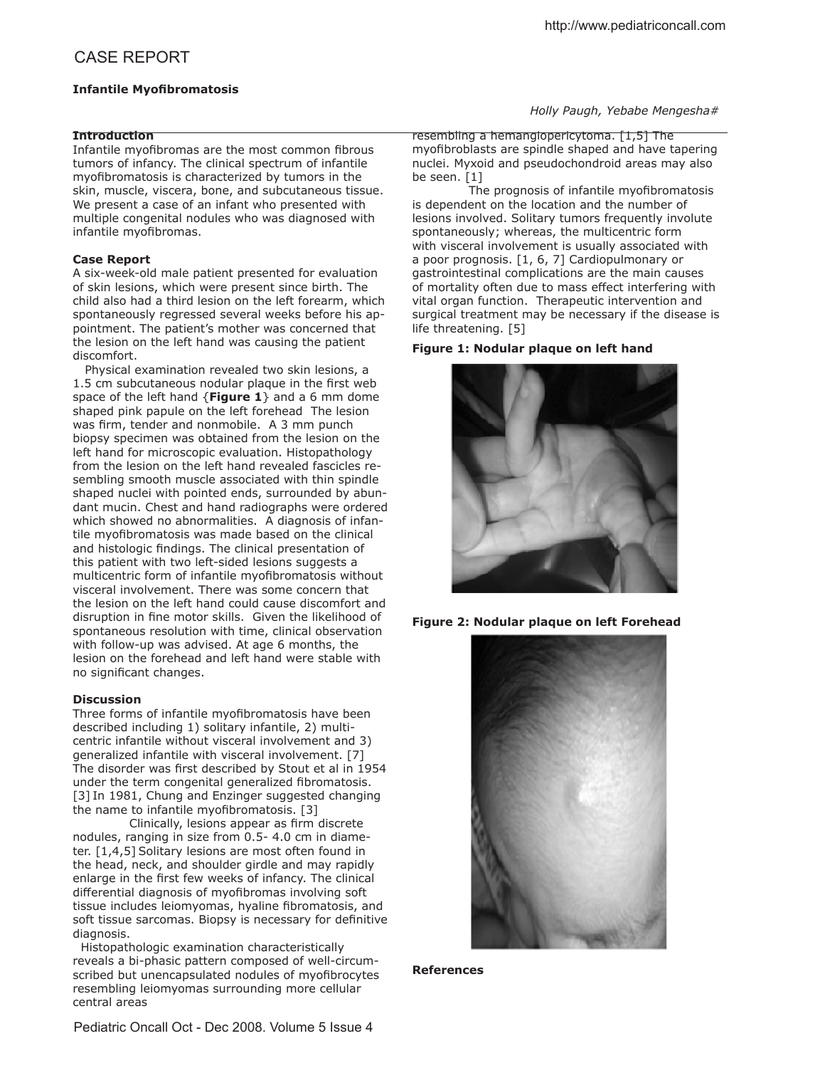# CASE REPORT

### Infantile Myofibromatosis

*Holly Paugh, Yebabe Mengesha#*

### Introduction

Infantile myofibromas are the most common fibrous tumors of infancy. The clinical spectrum of infantile myofibromatosis is characterized by tumors in the skin, muscle, viscera, bone, and subcutaneous tissue. We present a case of an infant who presented with multiple congenital nodules who was diagnosed with infantile myofibromas.

### Case Report

A six-week-old male patient presented for evaluation of skin lesions, which were present since birth. The child also had a third lesion on the left forearm, which spontaneously regressed several weeks before his appointment. The patient's mother was concerned that the lesion on the left hand was causing the patient discomfort.

Physical examination revealed two skin lesions, a 1.5 cm subcutaneous nodular plaque in the first web space of the left hand {**Figure 1**} and a 6 mm dome shaped pink papule on the left forehead The lesion was firm, tender and nonmobile. A 3 mm punch biopsy specimen was obtained from the lesion on the left hand for microscopic evaluation. Histopathology from the lesion on the left hand revealed fascicles resembling smooth muscle associated with thin spindle shaped nuclei with pointed ends, surrounded by abundant mucin. Chest and hand radiographs were ordered which showed no abnormalities. A diagnosis of infantile myofibromatosis was made based on the clinical and histologic findings. The clinical presentation of this patient with two left-sided lesions suggests a multicentric form of infantile myofibromatosis without visceral involvement. There was some concern that the lesion on the left hand could cause discomfort and disruption in fine motor skills. Given the likelihood of spontaneous resolution with time, clinical observation with follow-up was advised. At age 6 months, the lesion on the forehead and left hand were stable with no significant changes.

### Discussion

Three forms of infantile myofibromatosis have been described including 1) solitary infantile, 2) multicentric infantile without visceral involvement and 3) generalized infantile with visceral involvement. [7] The disorder was first described by Stout et al in 1954 under the term congenital generalized fibromatosis. [3] In 1981, Chung and Enzinger suggested changing the name to infantile myofibromatosis. [3]

Clinically, lesions appear as firm discrete nodules, ranging in size from 0.5- 4.0 cm in diameter. [1,4,5] Solitary lesions are most often found in the head, neck, and shoulder girdle and may rapidly enlarge in the first few weeks of infancy. The clinical differential diagnosis of myofibromas involving soft tissue includes leiomyomas, hyaline fibromatosis, and soft tissue sarcomas. Biopsy is necessary for definitive diagnosis.

Histopathologic examination characteristically reveals a bi-phasic pattern composed of well-circumscribed but unencapsulated nodules of myofibrocytes resembling leiomyomas surrounding more cellular central areas resembling a hemangiopericytoma. [1,5] The myofibroblasts are spindle shaped and have tapering nuclei. Myxoid and pseudochondroid areas may also be seen. [1]

The prognosis of infantile myofibromatosis is dependent on the location and the number of lesions involved. Solitary tumors frequently involute spontaneously; whereas, the multicentric form with visceral involvement is usually associated with a poor prognosis. [1, 6, 7] Cardiopulmonary or gastrointestinal complications are the main causes of mortality often due to mass effect interfering with vital organ function. Therapeutic intervention and surgical treatment may be necessary if the disease is life threatening. [5]

**Figure 1: Nodular plaque on left hand**

**Figure 2: Nodular plaque on left Forehead**

### References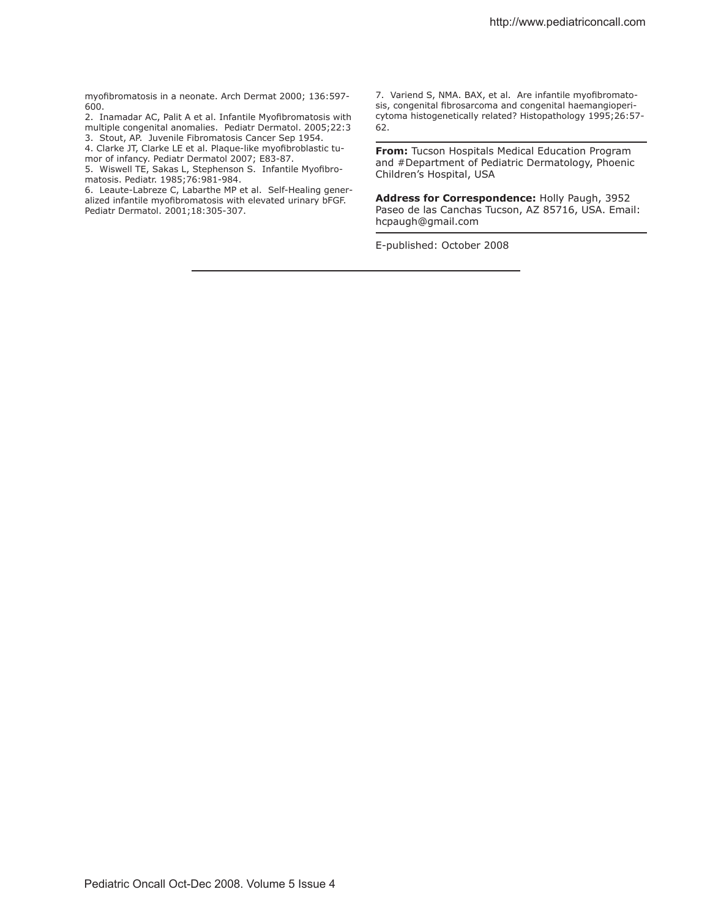myofibromatosis in a neonate. Arch Dermat 2000; 136:597-600.

2. Inamadar AC, Palit A et al. Infantile Myofibromatosis with multiple congenital anomalies. Pediatr Dermatol. 2005;22:3

3. Stout, AP. Juvenile Fibromatosis Cancer Sep 1954.

4. Clarke JT, Clarke LE et al. Plaque-like myofibroblastic tumor of infancy. Pediatr Dermatol 2007; E83-87.

5. Wiswell TE, Sakas L, Stephenson S. Infantile Myofibromatosis. Pediatr. 1985;76:981-984.

6. Leaute-Labreze C, Labarthe MP et al. Self-Healing generalized infantile myofibromatosis with elevated urinary bFGF. Pediatr Dermatol. 2001;18:305-307.

7. Variend S, NMA. BAX, et al. Are infantile myofibromatosis, congenital fibrosarcoma and congenital haemangiopericytoma histogenetically related? Histopathology 1995;26:57-62.

---

**From:** Tucson Hospitals Medical Education Program and #Department of Pediatric Dermatology, Phoenic Children's Hospital, USA

**Address for Correspondence:** Holly Paugh, 3952 Paseo de las Canchas Tucson, AZ 85716, USA. Email: hcpaugh@gmail.com

---

E-published: October 2008